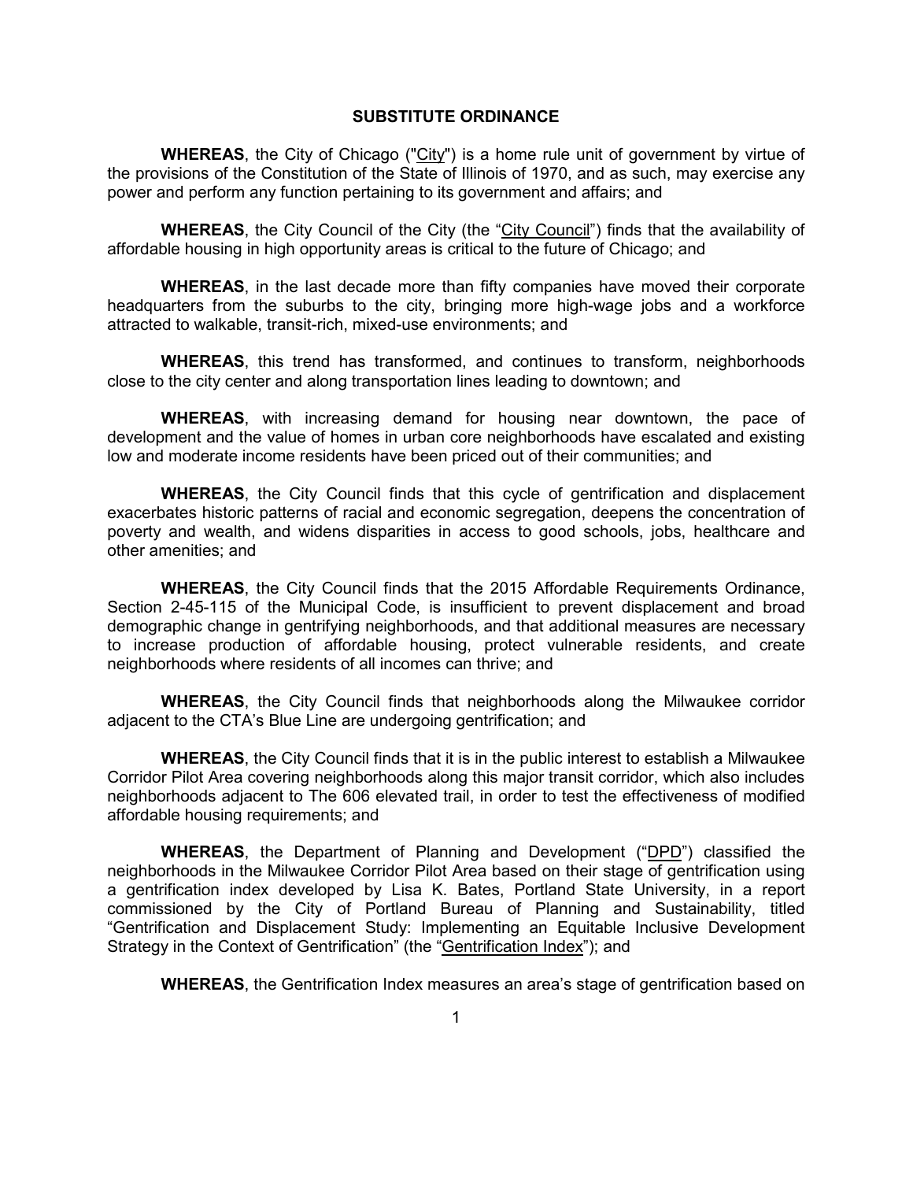## SUBSTITUTE ORDINANCE

**WHEREAS**, the City of Chicago ("City") is a home rule unit of government by virtue of the provisions of the Constitution of the State of Illinois of 1970, and as such, may exercise any power and perform any function pertaining to its government and affairs; and

**WHEREAS**, the City Council of the City (the "City Council") finds that the availability of affordable housing in high opportunity areas is critical to the future of Chicago; and

**WHEREAS**, in the last decade more than fifty companies have moved their corporate headquarters from the suburbs to the city, bringing more high-wage jobs and a workforce attracted to walkable, transit-rich, mixed-use environments; and

**WHEREAS**, this trend has transformed, and continues to transform, neighborhoods close to the city center and along transportation lines leading to downtown; and

**WHEREAS**, with increasing demand for housing near downtown, the pace of development and the value of homes in urban core neighborhoods have escalated and existing low and moderate income residents have been priced out of their communities; and

**WHEREAS**, the City Council finds that this cycle of gentrification and displacement exacerbates historic patterns of racial and economic segregation, deepens the concentration of poverty and wealth, and widens disparities in access to good schools, jobs, healthcare and other amenities; and

**WHEREAS**, the City Council finds that the 2015 Affordable Requirements Ordinance, Section 2-45-115 of the Municipal Code, is insufficient to prevent displacement and broad demographic change in gentrifying neighborhoods, and that additional measures are necessary to increase production of affordable housing, protect vulnerable residents, and create neighborhoods where residents of all incomes can thrive; and

**WHEREAS**, the City Council finds that neighborhoods along the Milwaukee corridor adjacent to the CTA's Blue Line are undergoing gentrification; and

**WHEREAS**, the City Council finds that it is in the public interest to establish a Milwaukee Corridor Pilot Area covering neighborhoods along this major transit corridor, which also includes neighborhoods adjacent to The 606 elevated trail, in order to test the effectiveness of modified affordable housing requirements; and

**WHEREAS**, the Department of Planning and Development ("DPD") classified the neighborhoods in the Milwaukee Corridor Pilot Area based on their stage of gentrification using a gentrification index developed by Lisa K. Bates, Portland State University, in a report commissioned by the City of Portland Bureau of Planning and Sustainability, titled "Gentrification and Displacement Study: Implementing an Equitable Inclusive Development Strategy in the Context of Gentrification" (the "Gentrification Index"); and

**WHEREAS**, the Gentrification Index measures an area's stage of gentrification based on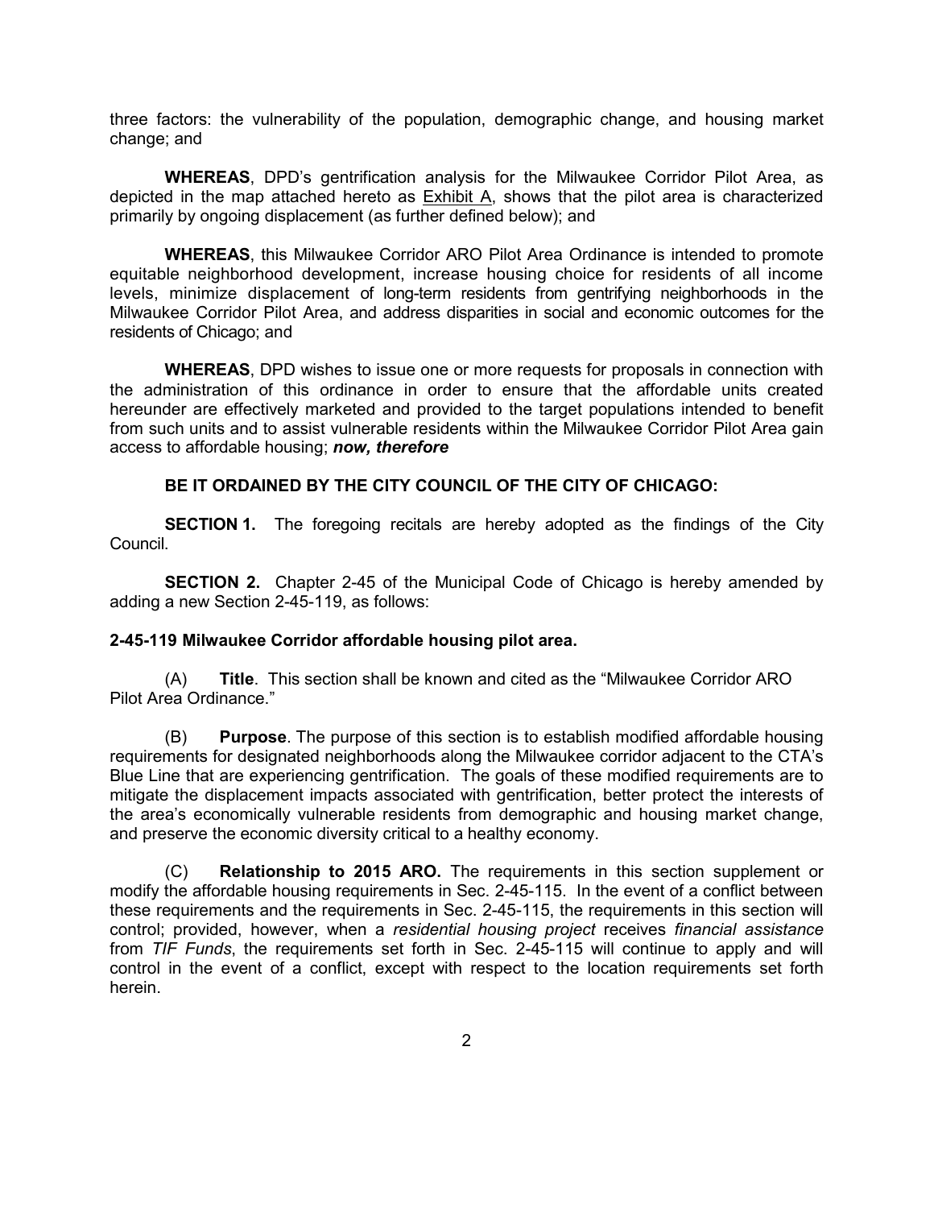three factors: the vulnerability of the population, demographic change, and housing market change; and

**WHEREAS**, DPD's gentrification analysis for the Milwaukee Corridor Pilot Area, as depicted in the map attached hereto as Exhibit A, shows that the pilot area is characterized primarily by ongoing displacement (as further defined below); and

**WHEREAS**, this Milwaukee Corridor ARO Pilot Area Ordinance is intended to promote equitable neighborhood development, increase housing choice for residents of all income levels, minimize displacement of long-term residents from gentrifying neighborhoods in the Milwaukee Corridor Pilot Area, and address disparities in social and economic outcomes for the residents of Chicago; and

**WHEREAS**, DPD wishes to issue one or more requests for proposals in connection with the administration of this ordinance in order to ensure that the affordable units created hereunder are effectively marketed and provided to the target populations intended to benefit from such units and to assist vulnerable residents within the Milwaukee Corridor Pilot Area gain access to affordable housing; ***now, therefore***

**BE IT ORDAINED BY THE CITY COUNCIL OF THE CITY OF CHICAGO:**

**SECTION 1.** The foregoing recitals are hereby adopted as the findings of the City Council.

**SECTION 2.** Chapter 2-45 of the Municipal Code of Chicago is hereby amended by adding a new Section 2-45-119, as follows:

**2-45-119 Milwaukee Corridor affordable housing pilot area.**

(A) **Title**. This section shall be known and cited as the "Milwaukee Corridor ARO Pilot Area Ordinance."

(B) **Purpose**. The purpose of this section is to establish modified affordable housing requirements for designated neighborhoods along the Milwaukee corridor adjacent to the CTA's Blue Line that are experiencing gentrification. The goals of these modified requirements are to mitigate the displacement impacts associated with gentrification, better protect the interests of the area's economically vulnerable residents from demographic and housing market change, and preserve the economic diversity critical to a healthy economy.

(C) **Relationship to 2015 ARO.** The requirements in this section supplement or modify the affordable housing requirements in Sec. 2-45-115. In the event of a conflict between these requirements and the requirements in Sec. 2-45-115, the requirements in this section will control; provided, however, when a *residential housing project* receives *financial assistance* from *TIF Funds*, the requirements set forth in Sec. 2-45-115 will continue to apply and will control in the event of a conflict, except with respect to the location requirements set forth herein.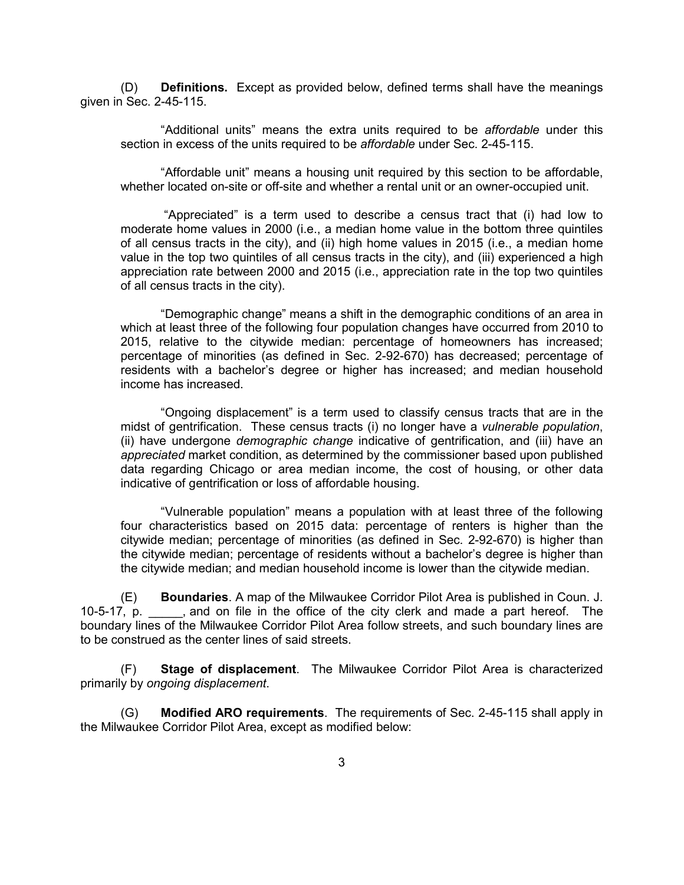(D) **Definitions.** Except as provided below, defined terms shall have the meanings given in Sec. 2-45-115.

"Additional units" means the extra units required to be *affordable* under this section in excess of the units required to be *affordable* under Sec. 2-45-115.

"Affordable unit" means a housing unit required by this section to be affordable, whether located on-site or off-site and whether a rental unit or an owner-occupied unit.

"Appreciated" is a term used to describe a census tract that (i) had low to moderate home values in 2000 (i.e., a median home value in the bottom three quintiles of all census tracts in the city), and (ii) high home values in 2015 (i.e., a median home value in the top two quintiles of all census tracts in the city), and (iii) experienced a high appreciation rate between 2000 and 2015 (i.e., appreciation rate in the top two quintiles of all census tracts in the city).

"Demographic change" means a shift in the demographic conditions of an area in which at least three of the following four population changes have occurred from 2010 to 2015, relative to the citywide median: percentage of homeowners has increased; percentage of minorities (as defined in Sec. 2-92-670) has decreased; percentage of residents with a bachelor's degree or higher has increased; and median household income has increased.

"Ongoing displacement" is a term used to classify census tracts that are in the midst of gentrification. These census tracts (i) no longer have a *vulnerable population*, (ii) have undergone *demographic change* indicative of gentrification, and (iii) have an *appreciated* market condition, as determined by the commissioner based upon published data regarding Chicago or area median income, the cost of housing, or other data indicative of gentrification or loss of affordable housing.

"Vulnerable population" means a population with at least three of the following four characteristics based on 2015 data: percentage of renters is higher than the citywide median; percentage of minorities (as defined in Sec. 2-92-670) is higher than the citywide median; percentage of residents without a bachelor's degree is higher than the citywide median; and median household income is lower than the citywide median.

(E) **Boundaries**. A map of the Milwaukee Corridor Pilot Area is published in Coun. J. 10-5-17, p. _____, and on file in the office of the city clerk and made a part hereof. The boundary lines of the Milwaukee Corridor Pilot Area follow streets, and such boundary lines are to be construed as the center lines of said streets.

(F) **Stage of displacement**. The Milwaukee Corridor Pilot Area is characterized primarily by *ongoing displacement*.

(G) **Modified ARO requirements**. The requirements of Sec. 2-45-115 shall apply in the Milwaukee Corridor Pilot Area, except as modified below: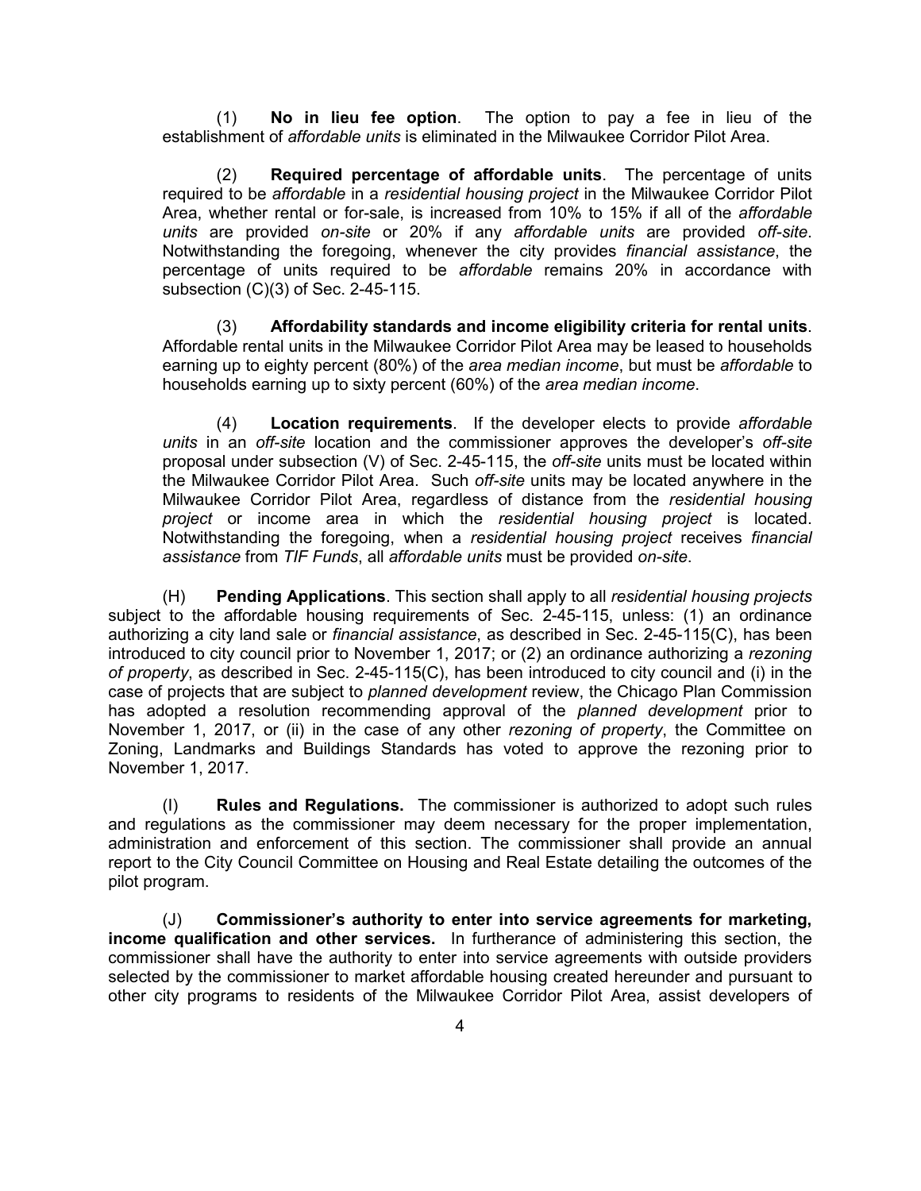(1) **No in lieu fee option**. The option to pay a fee in lieu of the establishment of *affordable units* is eliminated in the Milwaukee Corridor Pilot Area.

(2) **Required percentage of affordable units**. The percentage of units required to be *affordable* in a *residential housing project* in the Milwaukee Corridor Pilot Area, whether rental or for-sale, is increased from 10% to 15% if all of the *affordable units* are provided *on-site* or 20% if any *affordable units* are provided *off-site*. Notwithstanding the foregoing, whenever the city provides *financial assistance*, the percentage of units required to be *affordable* remains 20% in accordance with subsection (C)(3) of Sec. 2-45-115.

(3) **Affordability standards and income eligibility criteria for rental units**. Affordable rental units in the Milwaukee Corridor Pilot Area may be leased to households earning up to eighty percent (80%) of the *area median income*, but must be *affordable* to households earning up to sixty percent (60%) of the *area median income*.

(4) **Location requirements**. If the developer elects to provide *affordable units* in an *off-site* location and the commissioner approves the developer's *off-site* proposal under subsection (V) of Sec. 2-45-115, the *off-site* units must be located within the Milwaukee Corridor Pilot Area. Such *off-site* units may be located anywhere in the Milwaukee Corridor Pilot Area, regardless of distance from the *residential housing project* or income area in which the *residential housing project* is located. Notwithstanding the foregoing, when a *residential housing project* receives *financial assistance* from *TIF Funds*, all *affordable units* must be provided *on-site*.

(H) **Pending Applications**. This section shall apply to all *residential housing projects* subject to the affordable housing requirements of Sec. 2-45-115, unless: (1) an ordinance authorizing a city land sale or *financial assistance*, as described in Sec. 2-45-115(C), has been introduced to city council prior to November 1, 2017; or (2) an ordinance authorizing a *rezoning of property*, as described in Sec. 2-45-115(C), has been introduced to city council and (i) in the case of projects that are subject to *planned development* review, the Chicago Plan Commission has adopted a resolution recommending approval of the *planned development* prior to November 1, 2017, or (ii) in the case of any other *rezoning of property*, the Committee on Zoning, Landmarks and Buildings Standards has voted to approve the rezoning prior to November 1, 2017.

(I) **Rules and Regulations.** The commissioner is authorized to adopt such rules and regulations as the commissioner may deem necessary for the proper implementation, administration and enforcement of this section. The commissioner shall provide an annual report to the City Council Committee on Housing and Real Estate detailing the outcomes of the pilot program.

(J) **Commissioner's authority to enter into service agreements for marketing, income qualification and other services.** In furtherance of administering this section, the commissioner shall have the authority to enter into service agreements with outside providers selected by the commissioner to market affordable housing created hereunder and pursuant to other city programs to residents of the Milwaukee Corridor Pilot Area, assist developers of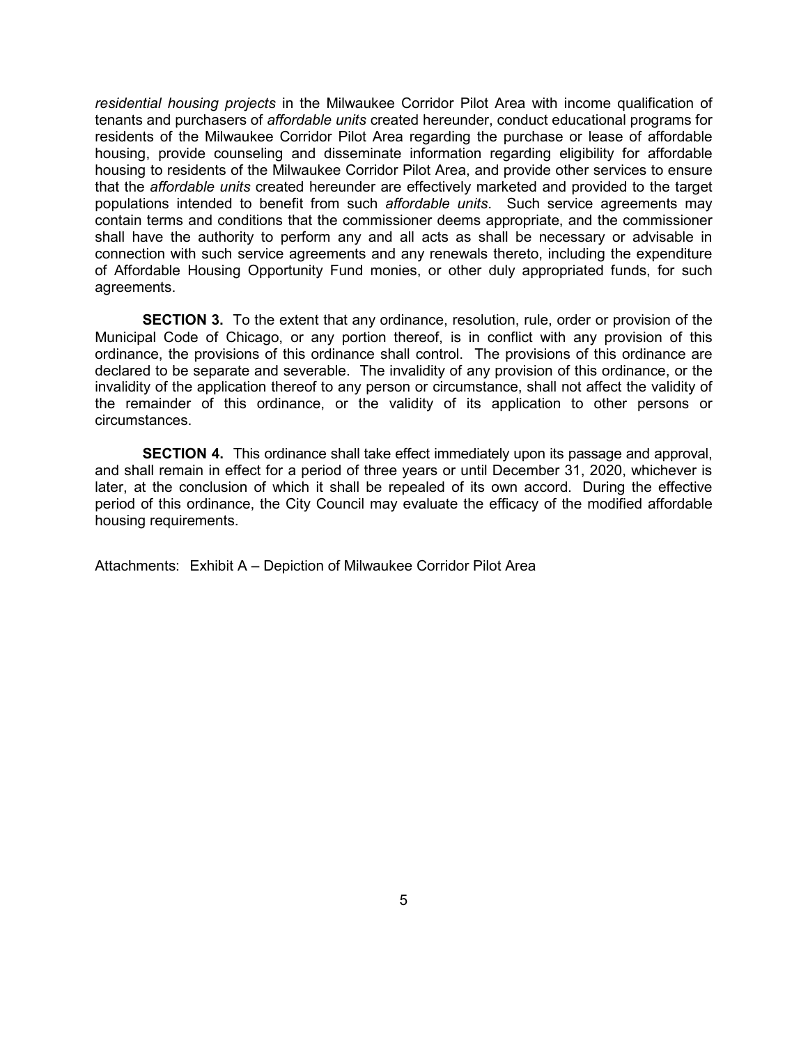*residential housing projects* in the Milwaukee Corridor Pilot Area with income qualification of tenants and purchasers of *affordable units* created hereunder, conduct educational programs for residents of the Milwaukee Corridor Pilot Area regarding the purchase or lease of affordable housing, provide counseling and disseminate information regarding eligibility for affordable housing to residents of the Milwaukee Corridor Pilot Area, and provide other services to ensure that the *affordable units* created hereunder are effectively marketed and provided to the target populations intended to benefit from such *affordable units*. Such service agreements may contain terms and conditions that the commissioner deems appropriate, and the commissioner shall have the authority to perform any and all acts as shall be necessary or advisable in connection with such service agreements and any renewals thereto, including the expenditure of Affordable Housing Opportunity Fund monies, or other duly appropriated funds, for such agreements.

**SECTION 3.** To the extent that any ordinance, resolution, rule, order or provision of the Municipal Code of Chicago, or any portion thereof, is in conflict with any provision of this ordinance, the provisions of this ordinance shall control. The provisions of this ordinance are declared to be separate and severable. The invalidity of any provision of this ordinance, or the invalidity of the application thereof to any person or circumstance, shall not affect the validity of the remainder of this ordinance, or the validity of its application to other persons or circumstances.

**SECTION 4.** This ordinance shall take effect immediately upon its passage and approval, and shall remain in effect for a period of three years or until December 31, 2020, whichever is later, at the conclusion of which it shall be repealed of its own accord. During the effective period of this ordinance, the City Council may evaluate the efficacy of the modified affordable housing requirements.

Attachments: Exhibit A – Depiction of Milwaukee Corridor Pilot Area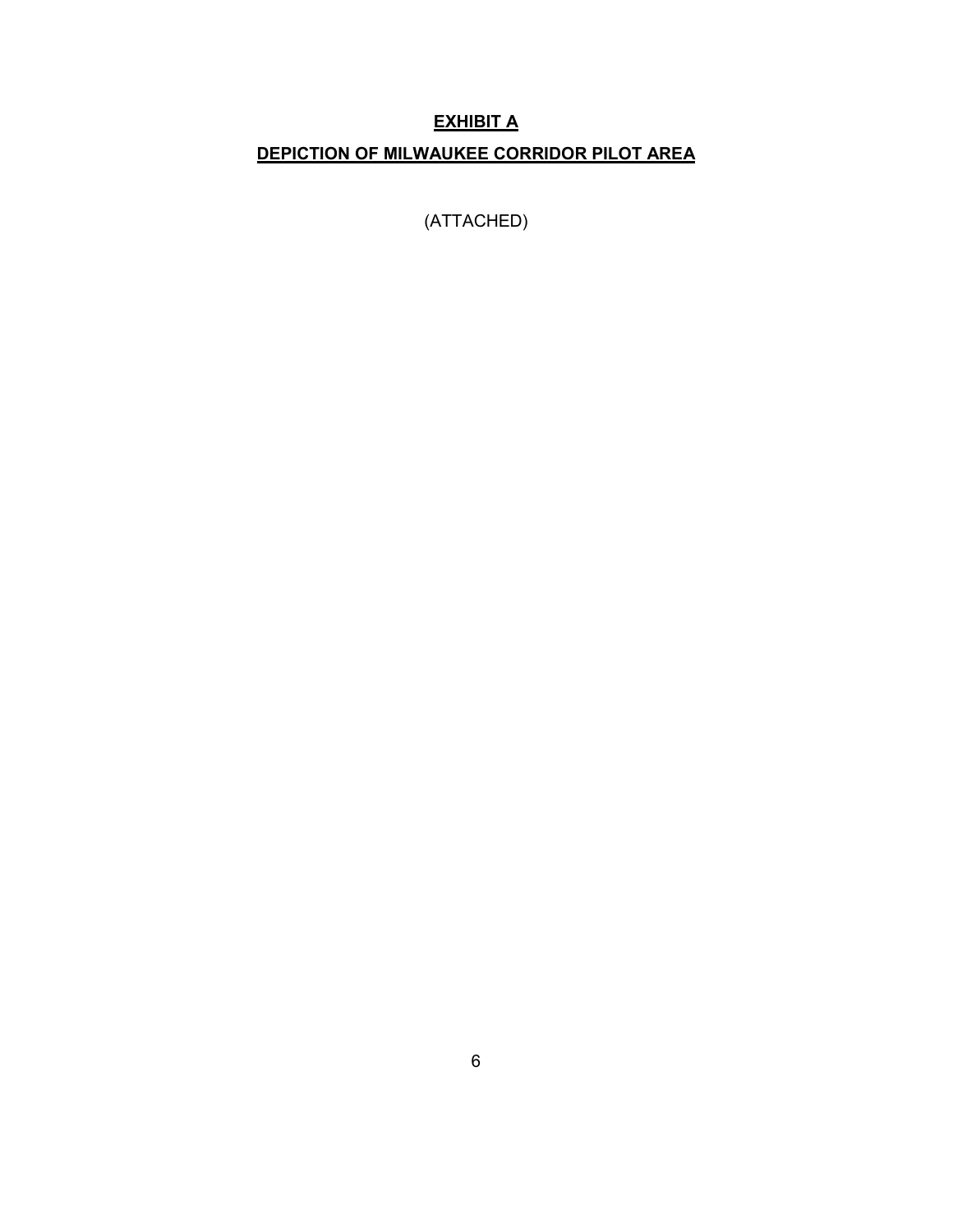# EXHIBIT A

## DEPICTION OF MILWAUKEE CORRIDOR PILOT AREA

(ATTACHED)